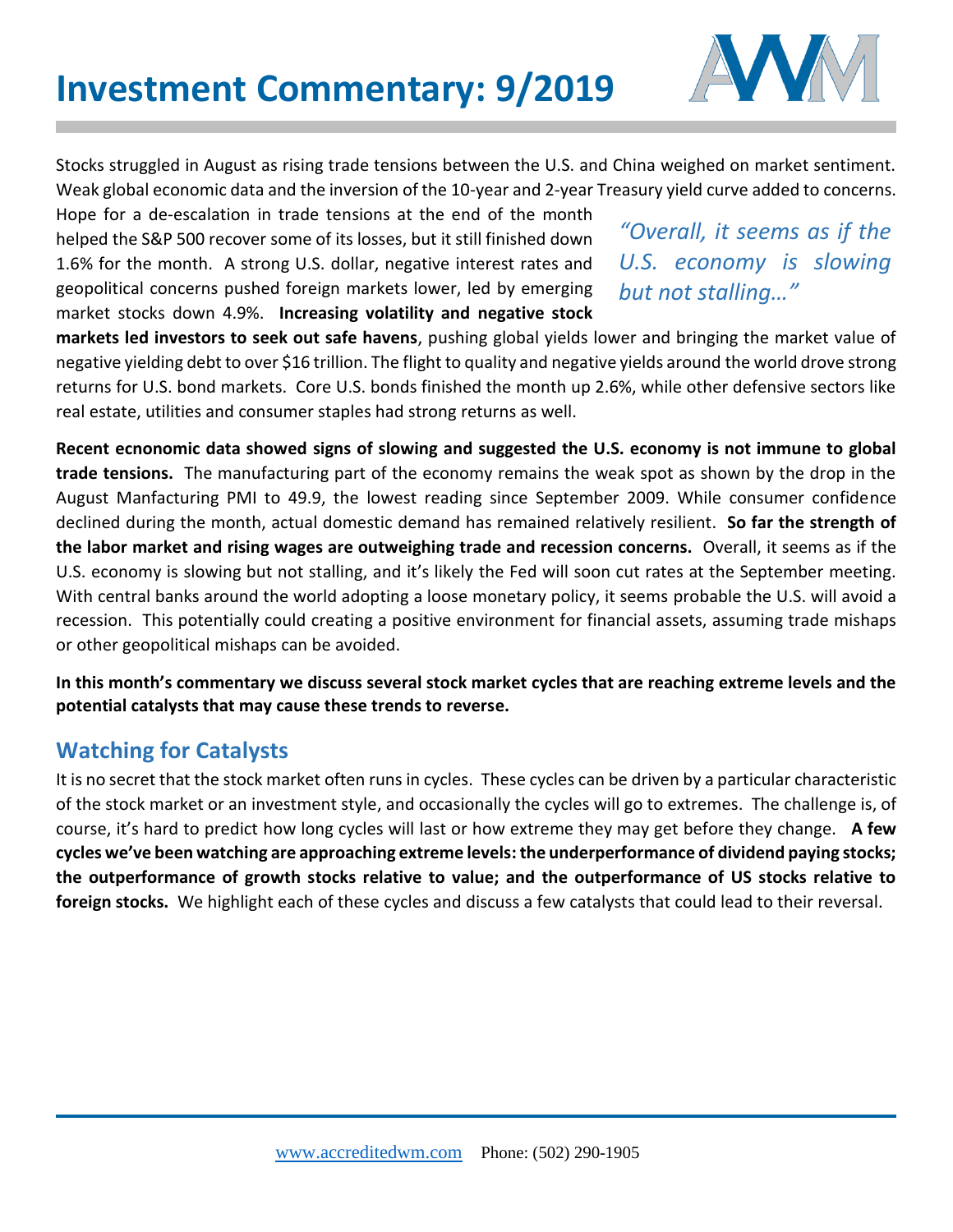# Investment Commentary: 9/2019

Stocks struggled in August as rising trade tensions between the U.S. and China weighed on market sentiment. Weak global economic data and the inversion of the 10-year and 2-year Treasury yield curve added to concerns. Hope for a de-escalation in trade tensions at the end of the month helped the S&P 500 recover some of its losses, but it still finished down 1.6% for the month. A strong U.S. dollar, negative interest rates and geopolitical concerns pushed foreign markets lower, led by emerging market stocks down 4.9%. **Increasing volatility and negative stock markets led investors to seek out safe havens**, pushing global yields lower and bringing the market value of negative yielding debt to over $16 trillion. The flight to quality and negative yields around the world drove strong returns for U.S. bond markets. Core U.S. bonds finished the month up 2.6%, while other defensive sectors like real estate, utilities and consumer staples had strong returns as well.

*"Overall, it seems as if the U.S. economy is slowing but not stalling…"*

**Recent ecnonomic data showed signs of slowing and suggested the U.S. economy is not immune to global trade tensions.** The manufacturing part of the economy remains the weak spot as shown by the drop in the August Manfacturing PMI to 49.9, the lowest reading since September 2009. While consumer confidence declined during the month, actual domestic demand has remained relatively resilient. **So far the strength of the labor market and rising wages are outweighing trade and recession concerns.** Overall, it seems as if the U.S. economy is slowing but not stalling, and it's likely the Fed will soon cut rates at the September meeting. With central banks around the world adopting a loose monetary policy, it seems probable the U.S. will avoid a recession. This potentially could creating a positive environment for financial assets, assuming trade mishaps or other geopolitical mishaps can be avoided.

**In this month's commentary we discuss several stock market cycles that are reaching extreme levels and the potential catalysts that may cause these trends to reverse.**

## Watching for Catalysts

It is no secret that the stock market often runs in cycles. These cycles can be driven by a particular characteristic of the stock market or an investment style, and occasionally the cycles will go to extremes. The challenge is, of course, it's hard to predict how long cycles will last or how extreme they may get before they change. **A few cycles we've been watching are approaching extreme levels: the underperformance of dividend paying stocks; the outperformance of growth stocks relative to value; and the outperformance of US stocks relative to foreign stocks.** We highlight each of these cycles and discuss a few catalysts that could lead to their reversal.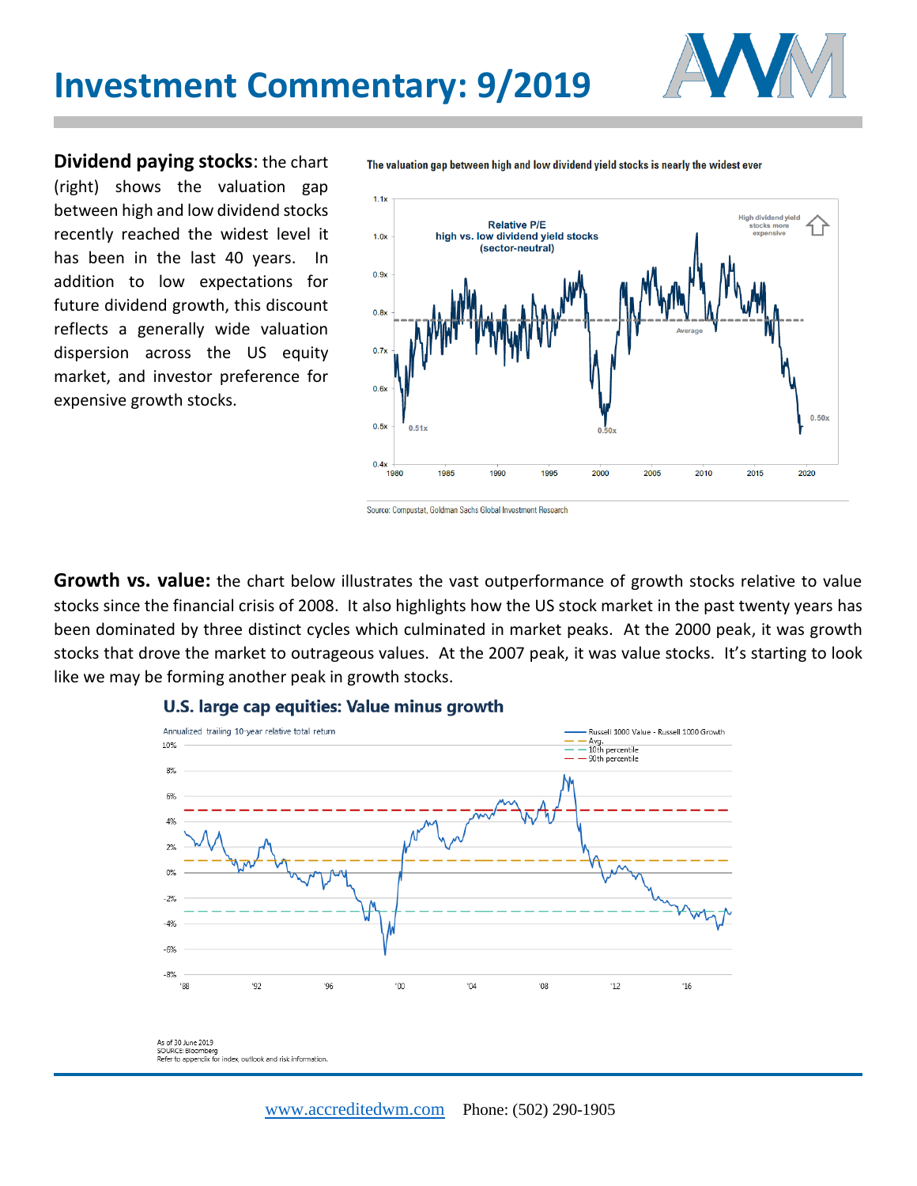# Investment Commentary: 9/2019

**Dividend paying stocks**: the chart (right) shows the valuation gap between high and low dividend stocks recently reached the widest level it has been in the last 40 years. In addition to low expectations for future dividend growth, this discount reflects a generally wide valuation dispersion across the US equity market, and investor preference for expensive growth stocks.

The valuation gap between high and low dividend yield stocks is nearly the widest ever

Source: Compustat, Goldman Sachs Global Investment Research

**Growth vs. value:** the chart below illustrates the vast outperformance of growth stocks relative to value stocks since the financial crisis of 2008. It also highlights how the US stock market in the past twenty years has been dominated by three distinct cycles which culminated in market peaks. At the 2000 peak, it was growth stocks that drove the market to outrageous values. At the 2007 peak, it was value stocks. It's starting to look like we may be forming another peak in growth stocks.

**U.S. large cap equities: Value minus growth**

As of 30 June 2019
SOURCE: Bloomberg
Refer to appendix for index, outlook and risk information.

www.accreditedwm.com Phone: (502) 290-1905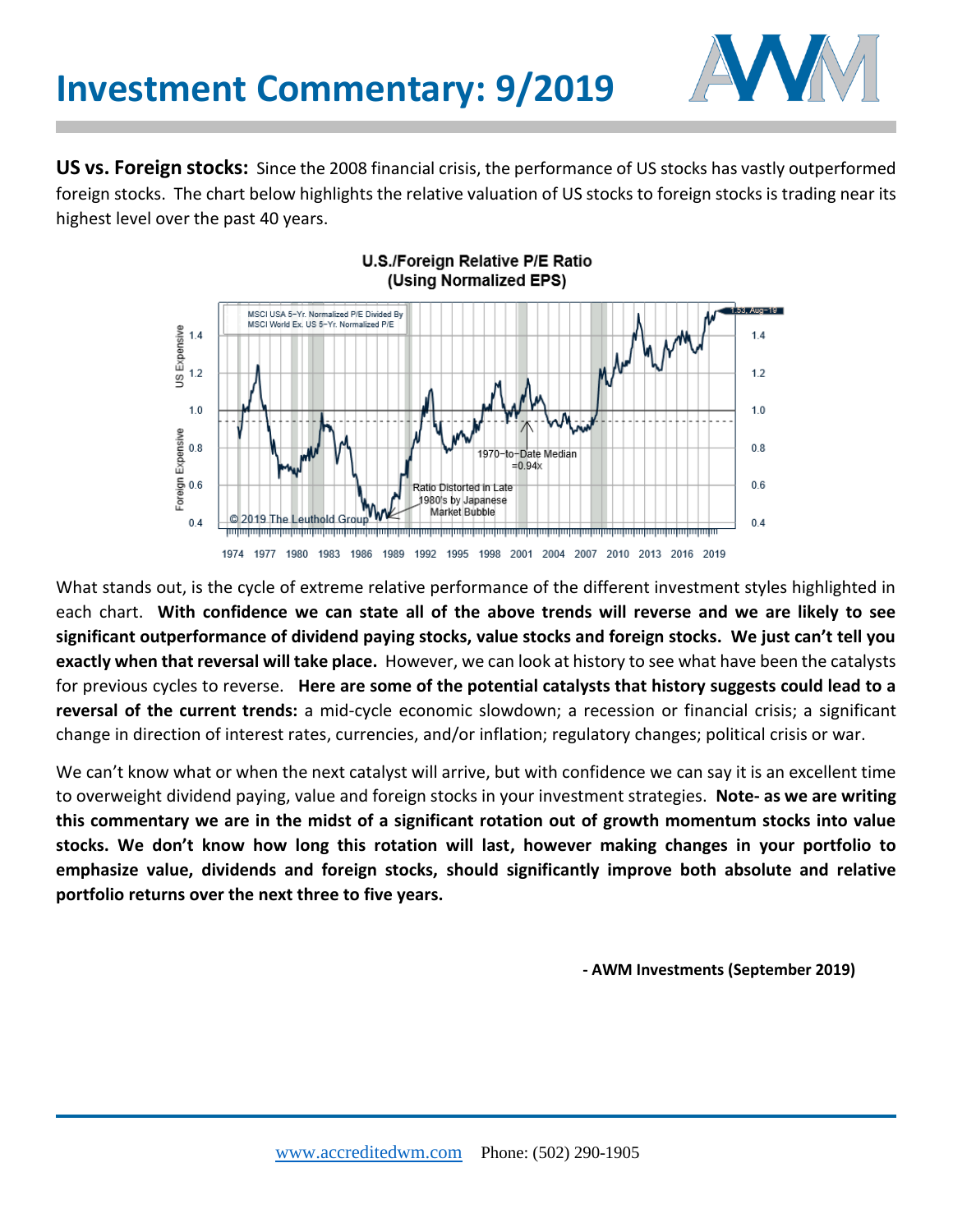# Investment Commentary: 9/2019

**US vs. Foreign stocks:** Since the 2008 financial crisis, the performance of US stocks has vastly outperformed foreign stocks. The chart below highlights the relative valuation of US stocks to foreign stocks is trading near its highest level over the past 40 years.

U.S./Foreign Relative P/E Ratio
(Using Normalized EPS)

MSCI USA 5-Yr. Normalized P/E Divided By
MSCI World Ex. US 5-Yr. Normalized P/E

1.53, Aug-19

US Expensive

Foreign Expensive

1.4
1.2
1.0
0.8
0.6
0.4

1970-to-Date Median
=0.94x

Ratio Distorted in Late
1980's by Japanese
Market Bubble

© 2019 The Leuthold Group

1974 1977 1980 1983 1986 1989 1992 1995 1998 2001 2004 2007 2010 2013 2016 2019

What stands out, is the cycle of extreme relative performance of the different investment styles highlighted in each chart. **With confidence we can state all of the above trends will reverse and we are likely to see significant outperformance of dividend paying stocks, value stocks and foreign stocks. We just can't tell you exactly when that reversal will take place.** However, we can look at history to see what have been the catalysts for previous cycles to reverse. **Here are some of the potential catalysts that history suggests could lead to a reversal of the current trends:** a mid-cycle economic slowdown; a recession or financial crisis; a significant change in direction of interest rates, currencies, and/or inflation; regulatory changes; political crisis or war.

We can't know what or when the next catalyst will arrive, but with confidence we can say it is an excellent time to overweight dividend paying, value and foreign stocks in your investment strategies. **Note- as we are writing this commentary we are in the midst of a significant rotation out of growth momentum stocks into value stocks. We don't know how long this rotation will last, however making changes in your portfolio to emphasize value, dividends and foreign stocks, should significantly improve both absolute and relative portfolio returns over the next three to five years.**

**- AWM Investments (September 2019)**

www.accreditedwm.com Phone: (502) 290-1905